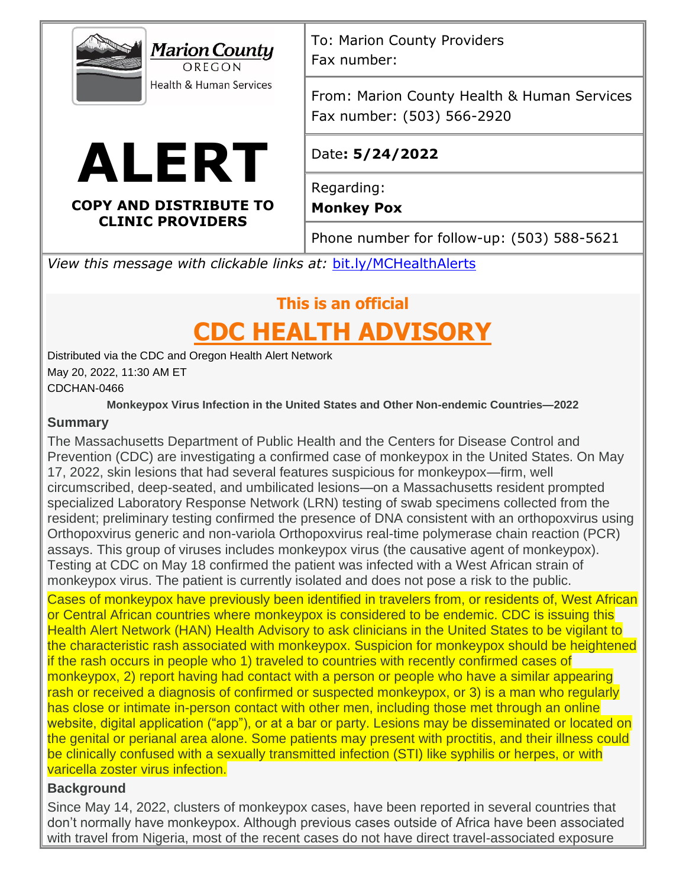Marion County OREGON Health & Human Services

# ALERT

**COPY AND DISTRIBUTE TO CLINIC PROVIDERS**

| | |
|---|---|
| To: Marion County Providers<br>Fax number: | |
| From: Marion County Health & Human Services<br>Fax number: (503) 566-2920 | |
| Date**: 5/24/2022** | |
| Regarding:<br>**Monkey Pox** | |
| Phone number for follow-up: (503) 588-5621 | |

*View this message with clickable links at:* bit.ly/MCHealthAlerts

**This is an official**

## CDC HEALTH ADVISORY

Distributed via the CDC and Oregon Health Alert Network
May 20, 2022, 11:30 AM ET
CDCHAN-0466

**Monkeypox Virus Infection in the United States and Other Non-endemic Countries—2022**

### Summary

The Massachusetts Department of Public Health and the Centers for Disease Control and Prevention (CDC) are investigating a confirmed case of monkeypox in the United States. On May 17, 2022, skin lesions that had several features suspicious for monkeypox—firm, well circumscribed, deep-seated, and umbilicated lesions—on a Massachusetts resident prompted specialized Laboratory Response Network (LRN) testing of swab specimens collected from the resident; preliminary testing confirmed the presence of DNA consistent with an orthopoxvirus using Orthopoxvirus generic and non-variola Orthopoxvirus real-time polymerase chain reaction (PCR) assays. This group of viruses includes monkeypox virus (the causative agent of monkeypox). Testing at CDC on May 18 confirmed the patient was infected with a West African strain of monkeypox virus. The patient is currently isolated and does not pose a risk to the public.

Cases of monkeypox have previously been identified in travelers from, or residents of, West African or Central African countries where monkeypox is considered to be endemic. CDC is issuing this Health Alert Network (HAN) Health Advisory to ask clinicians in the United States to be vigilant to the characteristic rash associated with monkeypox. Suspicion for monkeypox should be heightened if the rash occurs in people who 1) traveled to countries with recently confirmed cases of monkeypox, 2) report having had contact with a person or people who have a similar appearing rash or received a diagnosis of confirmed or suspected monkeypox, or 3) is a man who regularly has close or intimate in-person contact with other men, including those met through an online website, digital application ("app"), or at a bar or party. Lesions may be disseminated or located on the genital or perianal area alone. Some patients may present with proctitis, and their illness could be clinically confused with a sexually transmitted infection (STI) like syphilis or herpes, or with varicella zoster virus infection.

### Background

Since May 14, 2022, clusters of monkeypox cases, have been reported in several countries that don't normally have monkeypox. Although previous cases outside of Africa have been associated with travel from Nigeria, most of the recent cases do not have direct travel-associated exposure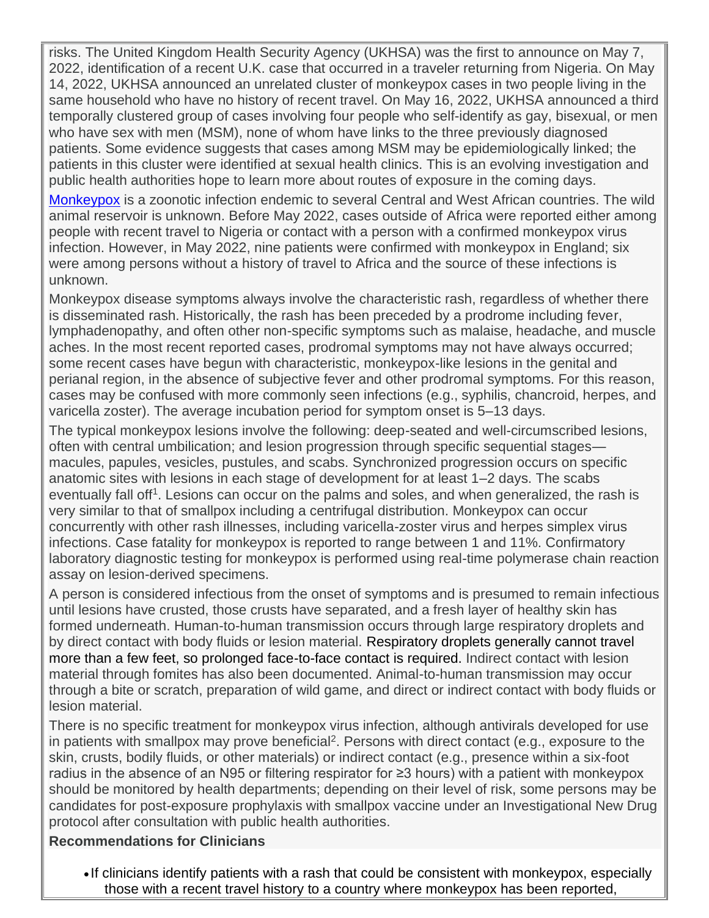risks. The United Kingdom Health Security Agency (UKHSA) was the first to announce on May 7, 2022, identification of a recent U.K. case that occurred in a traveler returning from Nigeria. On May 14, 2022, UKHSA announced an unrelated cluster of monkeypox cases in two people living in the same household who have no history of recent travel. On May 16, 2022, UKHSA announced a third temporally clustered group of cases involving four people who self-identify as gay, bisexual, or men who have sex with men (MSM), none of whom have links to the three previously diagnosed patients. Some evidence suggests that cases among MSM may be epidemiologically linked; the patients in this cluster were identified at sexual health clinics. This is an evolving investigation and public health authorities hope to learn more about routes of exposure in the coming days.

Monkeypox is a zoonotic infection endemic to several Central and West African countries. The wild animal reservoir is unknown. Before May 2022, cases outside of Africa were reported either among people with recent travel to Nigeria or contact with a person with a confirmed monkeypox virus infection. However, in May 2022, nine patients were confirmed with monkeypox in England; six were among persons without a history of travel to Africa and the source of these infections is unknown.

Monkeypox disease symptoms always involve the characteristic rash, regardless of whether there is disseminated rash. Historically, the rash has been preceded by a prodrome including fever, lymphadenopathy, and often other non-specific symptoms such as malaise, headache, and muscle aches. In the most recent reported cases, prodromal symptoms may not have always occurred; some recent cases have begun with characteristic, monkeypox-like lesions in the genital and perianal region, in the absence of subjective fever and other prodromal symptoms. For this reason, cases may be confused with more commonly seen infections (e.g., syphilis, chancroid, herpes, and varicella zoster). The average incubation period for symptom onset is 5–13 days.

The typical monkeypox lesions involve the following: deep-seated and well-circumscribed lesions, often with central umbilication; and lesion progression through specific sequential stages—macules, papules, vesicles, pustules, and scabs. Synchronized progression occurs on specific anatomic sites with lesions in each stage of development for at least 1–2 days. The scabs eventually fall off[1]. Lesions can occur on the palms and soles, and when generalized, the rash is very similar to that of smallpox including a centrifugal distribution. Monkeypox can occur concurrently with other rash illnesses, including varicella-zoster virus and herpes simplex virus infections. Case fatality for monkeypox is reported to range between 1 and 11%. Confirmatory laboratory diagnostic testing for monkeypox is performed using real-time polymerase chain reaction assay on lesion-derived specimens.

A person is considered infectious from the onset of symptoms and is presumed to remain infectious until lesions have crusted, those crusts have separated, and a fresh layer of healthy skin has formed underneath. Human-to-human transmission occurs through large respiratory droplets and by direct contact with body fluids or lesion material. Respiratory droplets generally cannot travel more than a few feet, so prolonged face-to-face contact is required. Indirect contact with lesion material through fomites has also been documented. Animal-to-human transmission may occur through a bite or scratch, preparation of wild game, and direct or indirect contact with body fluids or lesion material.

There is no specific treatment for monkeypox virus infection, although antivirals developed for use in patients with smallpox may prove beneficial[2]. Persons with direct contact (e.g., exposure to the skin, crusts, bodily fluids, or other materials) or indirect contact (e.g., presence within a six-foot radius in the absence of an N95 or filtering respirator for ≥3 hours) with a patient with monkeypox should be monitored by health departments; depending on their level of risk, some persons may be candidates for post-exposure prophylaxis with smallpox vaccine under an Investigational New Drug protocol after consultation with public health authorities.

**Recommendations for Clinicians**

- If clinicians identify patients with a rash that could be consistent with monkeypox, especially those with a recent travel history to a country where monkeypox has been reported,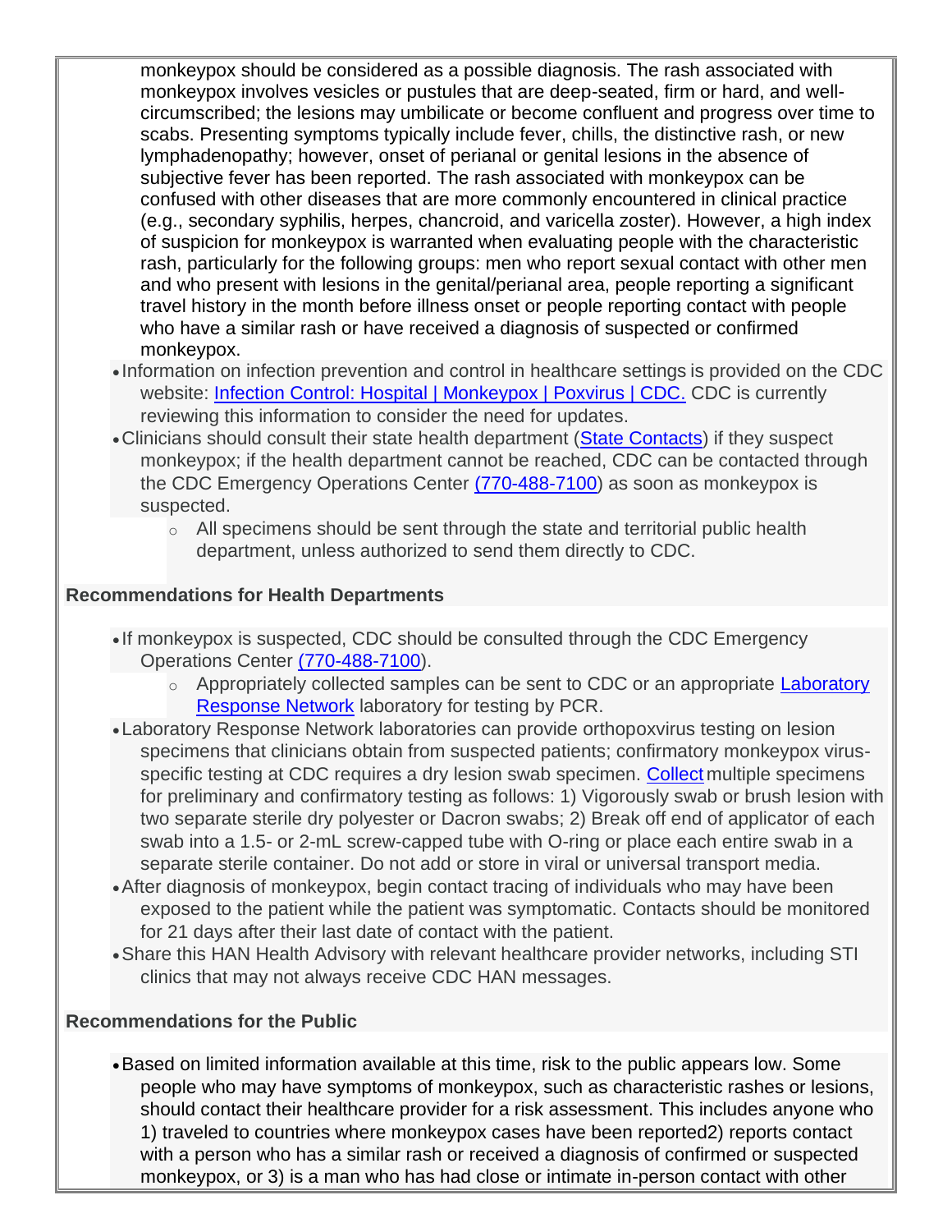monkeypox should be considered as a possible diagnosis. The rash associated with monkeypox involves vesicles or pustules that are deep-seated, firm or hard, and well-circumscribed; the lesions may umbilicate or become confluent and progress over time to scabs. Presenting symptoms typically include fever, chills, the distinctive rash, or new lymphadenopathy; however, onset of perianal or genital lesions in the absence of subjective fever has been reported. The rash associated with monkeypox can be confused with other diseases that are more commonly encountered in clinical practice (e.g., secondary syphilis, herpes, chancroid, and varicella zoster). However, a high index of suspicion for monkeypox is warranted when evaluating people with the characteristic rash, particularly for the following groups: men who report sexual contact with other men and who present with lesions in the genital/perianal area, people reporting a significant travel history in the month before illness onset or people reporting contact with people who have a similar rash or have received a diagnosis of suspected or confirmed monkeypox.

- Information on infection prevention and control in healthcare settings is provided on the CDC website: [Infection Control: Hospital | Monkeypox | Poxvirus | CDC.]() CDC is currently reviewing this information to consider the need for updates.
- Clinicians should consult their state health department ([State Contacts]()) if they suspect monkeypox; if the health department cannot be reached, CDC can be contacted through the CDC Emergency Operations Center [(770-488-7100]()) as soon as monkeypox is suspected.
  - All specimens should be sent through the state and territorial public health department, unless authorized to send them directly to CDC.

**Recommendations for Health Departments**

- If monkeypox is suspected, CDC should be consulted through the CDC Emergency Operations Center [(770-488-7100]()).
  - Appropriately collected samples can be sent to CDC or an appropriate [Laboratory Response Network]() laboratory for testing by PCR.
- Laboratory Response Network laboratories can provide orthopoxvirus testing on lesion specimens that clinicians obtain from suspected patients; confirmatory monkeypox virus-specific testing at CDC requires a dry lesion swab specimen. [Collect]() multiple specimens for preliminary and confirmatory testing as follows: 1) Vigorously swab or brush lesion with two separate sterile dry polyester or Dacron swabs; 2) Break off end of applicator of each swab into a 1.5- or 2-mL screw-capped tube with O-ring or place each entire swab in a separate sterile container. Do not add or store in viral or universal transport media.
- After diagnosis of monkeypox, begin contact tracing of individuals who may have been exposed to the patient while the patient was symptomatic. Contacts should be monitored for 21 days after their last date of contact with the patient.
- Share this HAN Health Advisory with relevant healthcare provider networks, including STI clinics that may not always receive CDC HAN messages.

**Recommendations for the Public**

- Based on limited information available at this time, risk to the public appears low. Some people who may have symptoms of monkeypox, such as characteristic rashes or lesions, should contact their healthcare provider for a risk assessment. This includes anyone who 1) traveled to countries where monkeypox cases have been reported2) reports contact with a person who has a similar rash or received a diagnosis of confirmed or suspected monkeypox, or 3) is a man who has had close or intimate in-person contact with other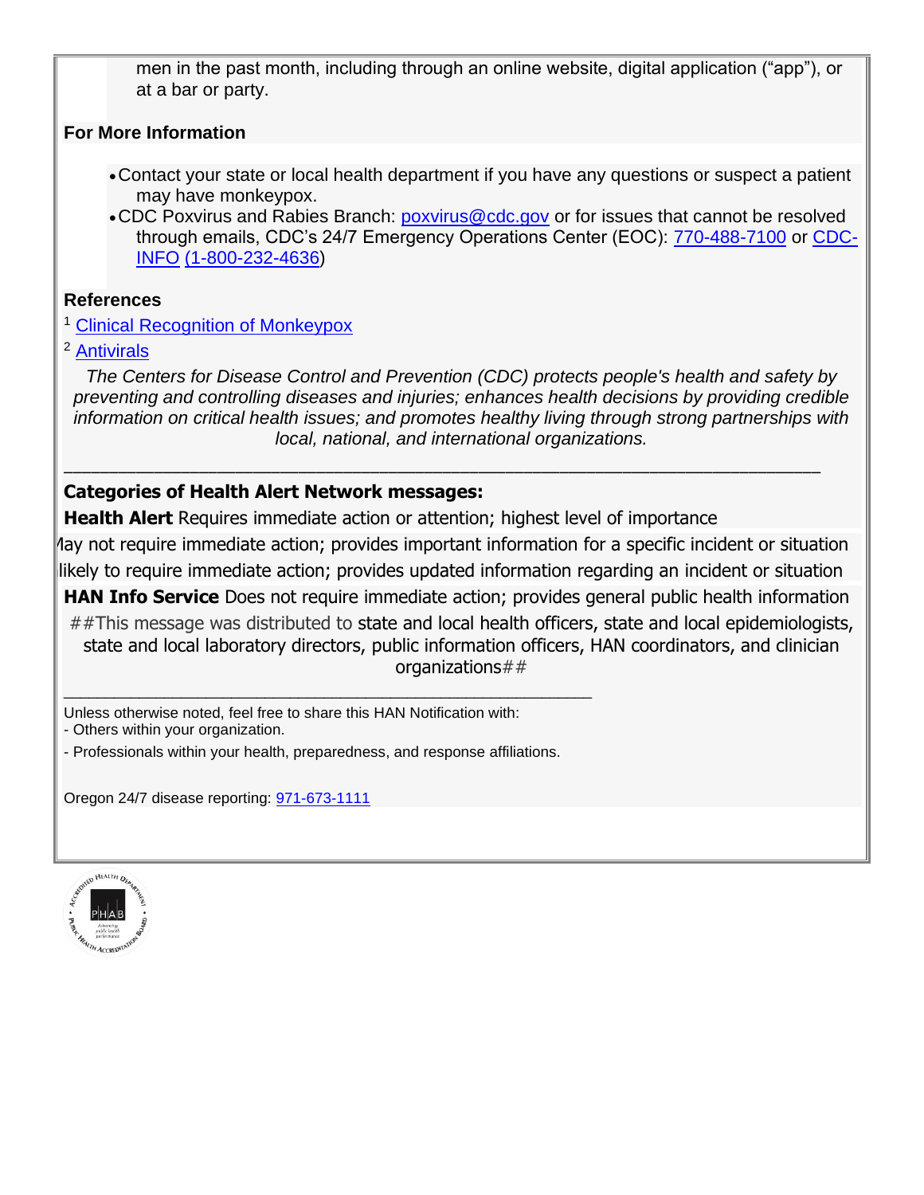men in the past month, including through an online website, digital application ("app"), or at a bar or party.

**For More Information**

- Contact your state or local health department if you have any questions or suspect a patient may have monkeypox.
- CDC Poxvirus and Rabies Branch: poxvirus@cdc.gov or for issues that cannot be resolved through emails, CDC's 24/7 Emergency Operations Center (EOC): 770-488-7100 or CDC-INFO (1-800-232-4636)

**References**

[1] Clinical Recognition of Monkeypox

[2] Antivirals

*The Centers for Disease Control and Prevention (CDC) protects people's health and safety by preventing and controlling diseases and injuries; enhances health decisions by providing credible information on critical health issues; and promotes healthy living through strong partnerships with local, national, and international organizations.*

---

**Categories of Health Alert Network messages:**

**Health Alert** Requires immediate action or attention; highest level of importance

ʼlay not require immediate action; provides important information for a specific incident or situation

likely to require immediate action; provides updated information regarding an incident or situation

**HAN Info Service** Does not require immediate action; provides general public health information

##This message was distributed to state and local health officers, state and local epidemiologists, state and local laboratory directors, public information officers, HAN coordinators, and clinician organizations##

---

Unless otherwise noted, feel free to share this HAN Notification with:
- Others within your organization.
- Professionals within your health, preparedness, and response affiliations.

Oregon 24/7 disease reporting: 971-673-1111